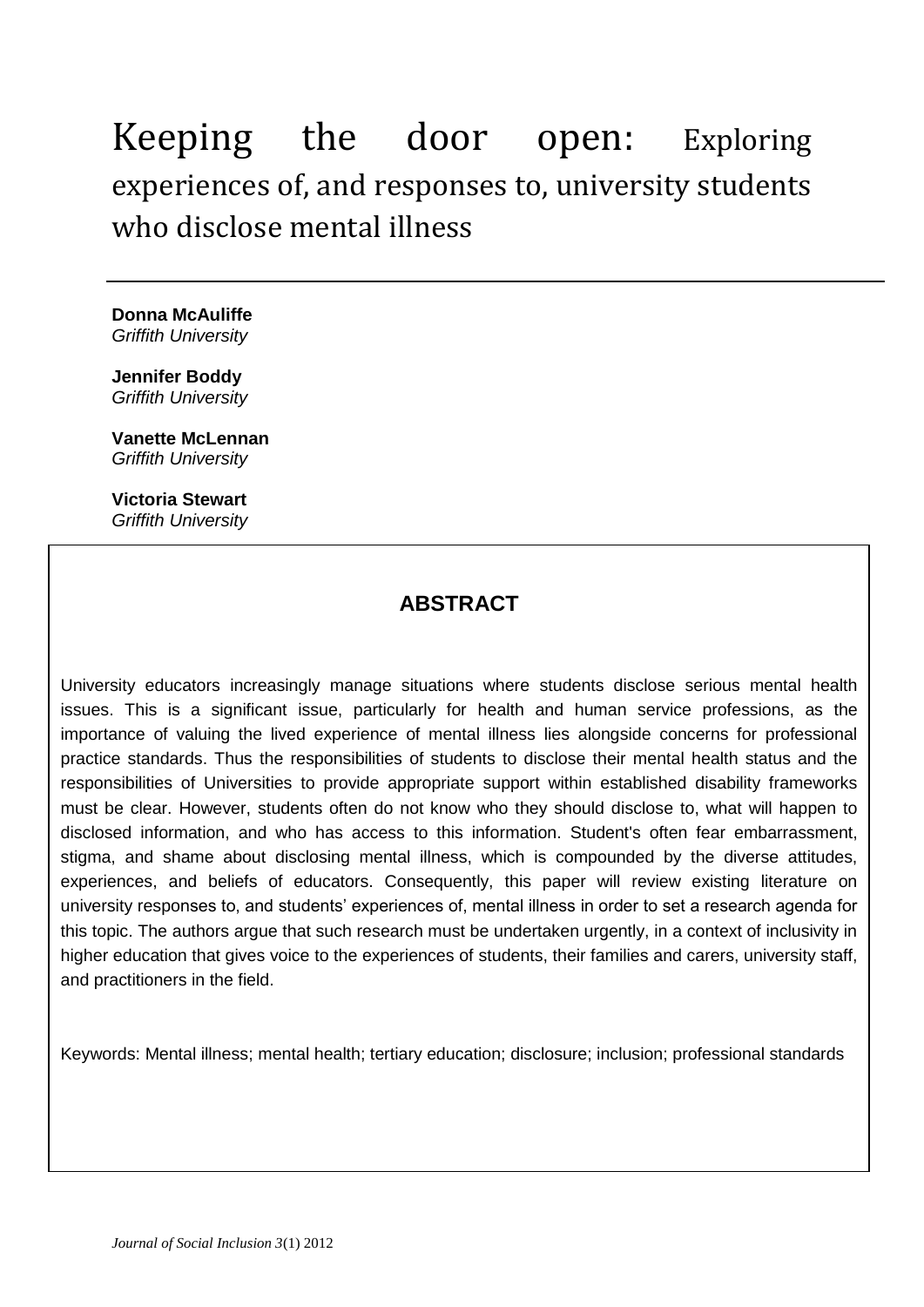# Keeping the door open: Exploring experiences of, and responses to, university students who disclose mental illness

**Donna McAuliffe**
*Griffith University*

**Jennifer Boddy**
*Griffith University*

**Vanette McLennan**
*Griffith University*

**Victoria Stewart**
*Griffith University*

## ABSTRACT

University educators increasingly manage situations where students disclose serious mental health issues. This is a significant issue, particularly for health and human service professions, as the importance of valuing the lived experience of mental illness lies alongside concerns for professional practice standards. Thus the responsibilities of students to disclose their mental health status and the responsibilities of Universities to provide appropriate support within established disability frameworks must be clear. However, students often do not know who they should disclose to, what will happen to disclosed information, and who has access to this information. Student's often fear embarrassment, stigma, and shame about disclosing mental illness, which is compounded by the diverse attitudes, experiences, and beliefs of educators. Consequently, this paper will review existing literature on university responses to, and students' experiences of, mental illness in order to set a research agenda for this topic. The authors argue that such research must be undertaken urgently, in a context of inclusivity in higher education that gives voice to the experiences of students, their families and carers, university staff, and practitioners in the field.

Keywords: Mental illness; mental health; tertiary education; disclosure; inclusion; professional standards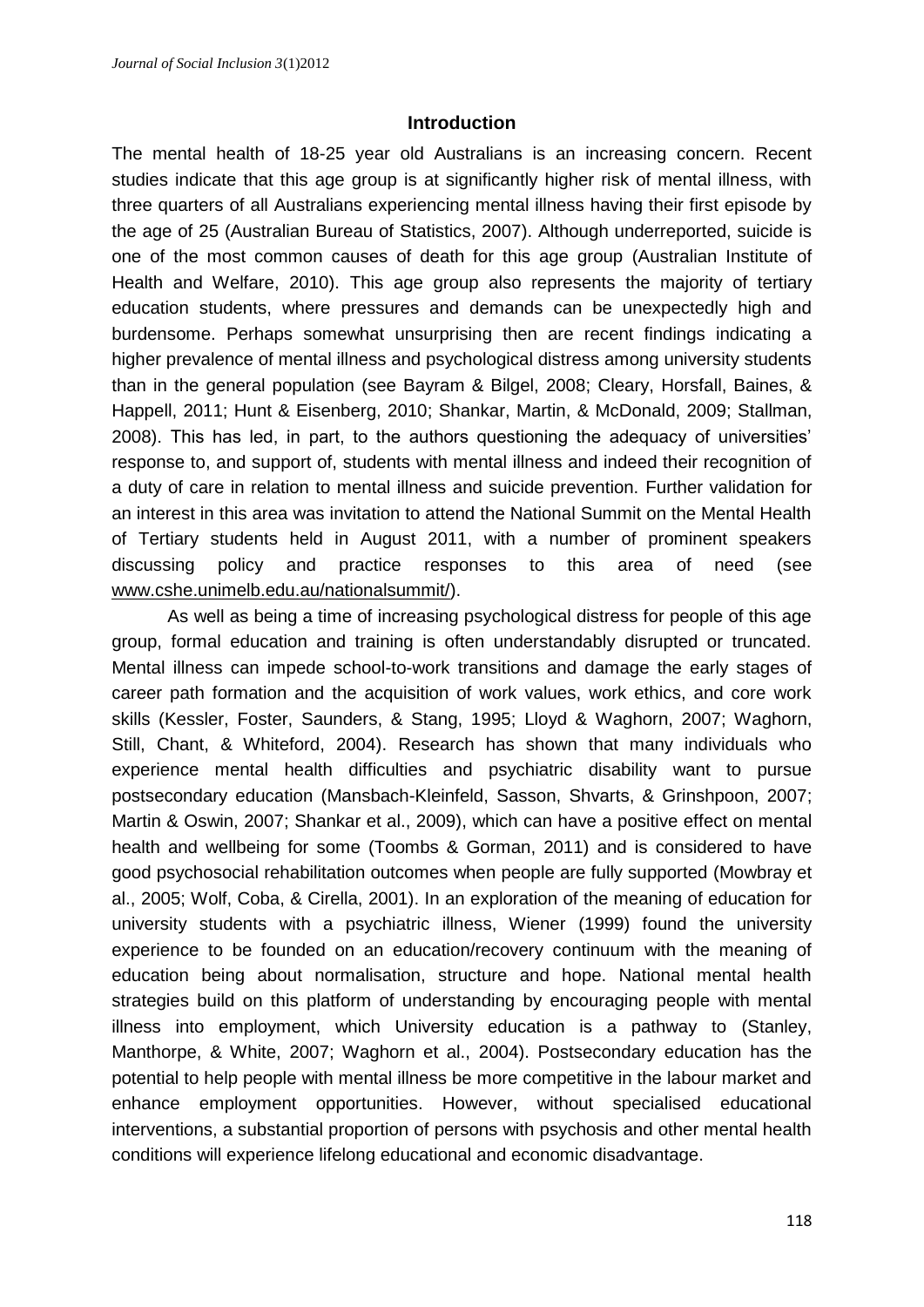## Introduction

The mental health of 18-25 year old Australians is an increasing concern. Recent studies indicate that this age group is at significantly higher risk of mental illness, with three quarters of all Australians experiencing mental illness having their first episode by the age of 25 (Australian Bureau of Statistics, 2007). Although underreported, suicide is one of the most common causes of death for this age group (Australian Institute of Health and Welfare, 2010). This age group also represents the majority of tertiary education students, where pressures and demands can be unexpectedly high and burdensome. Perhaps somewhat unsurprising then are recent findings indicating a higher prevalence of mental illness and psychological distress among university students than in the general population (see Bayram & Bilgel, 2008; Cleary, Horsfall, Baines, & Happell, 2011; Hunt & Eisenberg, 2010; Shankar, Martin, & McDonald, 2009; Stallman, 2008). This has led, in part, to the authors questioning the adequacy of universities' response to, and support of, students with mental illness and indeed their recognition of a duty of care in relation to mental illness and suicide prevention. Further validation for an interest in this area was invitation to attend the National Summit on the Mental Health of Tertiary students held in August 2011, with a number of prominent speakers discussing policy and practice responses to this area of need (see www.cshe.unimelb.edu.au/nationalsummit/).

As well as being a time of increasing psychological distress for people of this age group, formal education and training is often understandably disrupted or truncated. Mental illness can impede school-to-work transitions and damage the early stages of career path formation and the acquisition of work values, work ethics, and core work skills (Kessler, Foster, Saunders, & Stang, 1995; Lloyd & Waghorn, 2007; Waghorn, Still, Chant, & Whiteford, 2004). Research has shown that many individuals who experience mental health difficulties and psychiatric disability want to pursue postsecondary education (Mansbach-Kleinfeld, Sasson, Shvarts, & Grinshpoon, 2007; Martin & Oswin, 2007; Shankar et al., 2009), which can have a positive effect on mental health and wellbeing for some (Toombs & Gorman, 2011) and is considered to have good psychosocial rehabilitation outcomes when people are fully supported (Mowbray et al., 2005; Wolf, Coba, & Cirella, 2001). In an exploration of the meaning of education for university students with a psychiatric illness, Wiener (1999) found the university experience to be founded on an education/recovery continuum with the meaning of education being about normalisation, structure and hope. National mental health strategies build on this platform of understanding by encouraging people with mental illness into employment, which University education is a pathway to (Stanley, Manthorpe, & White, 2007; Waghorn et al., 2004). Postsecondary education has the potential to help people with mental illness be more competitive in the labour market and enhance employment opportunities. However, without specialised educational interventions, a substantial proportion of persons with psychosis and other mental health conditions will experience lifelong educational and economic disadvantage.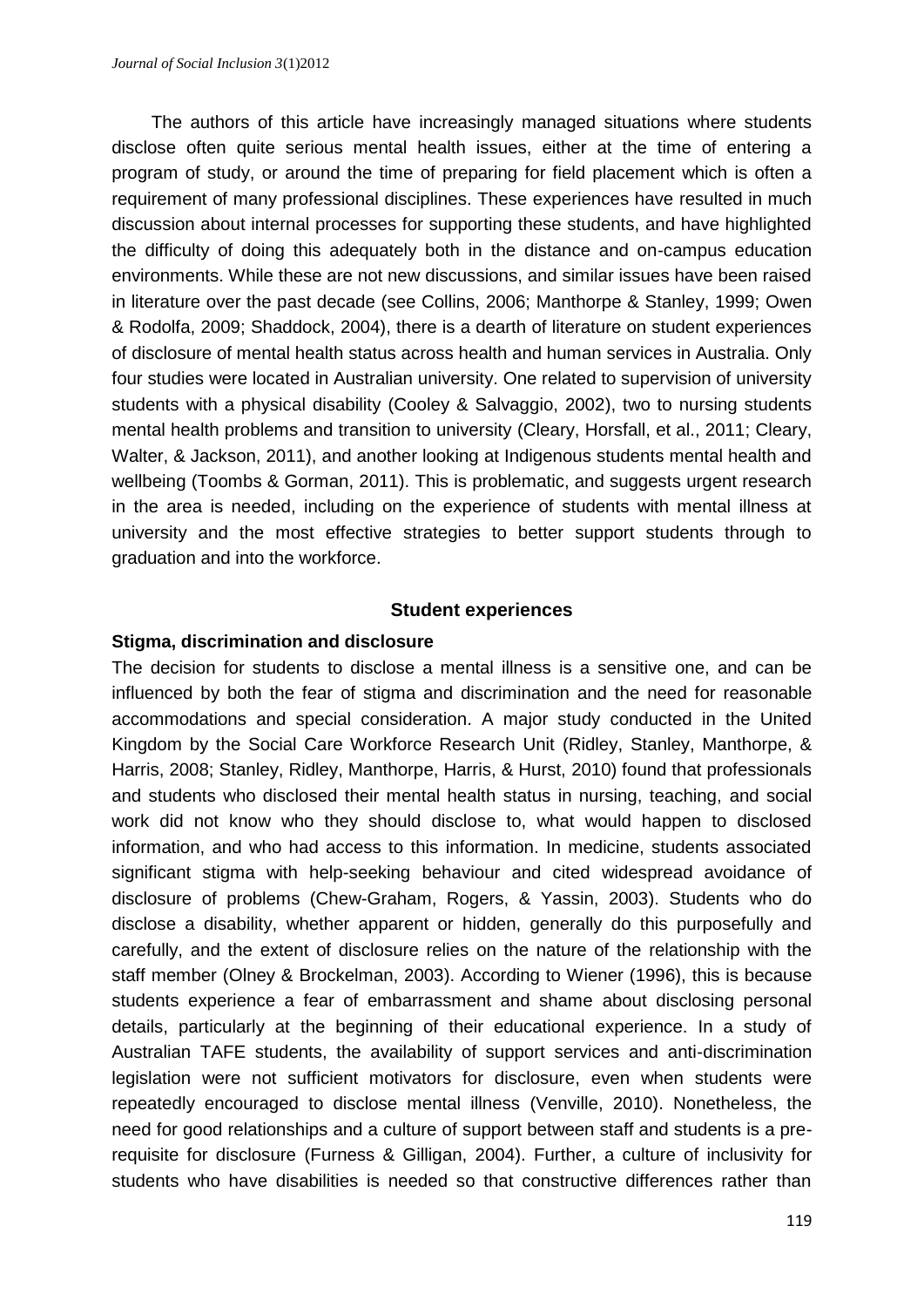The authors of this article have increasingly managed situations where students disclose often quite serious mental health issues, either at the time of entering a program of study, or around the time of preparing for field placement which is often a requirement of many professional disciplines. These experiences have resulted in much discussion about internal processes for supporting these students, and have highlighted the difficulty of doing this adequately both in the distance and on-campus education environments. While these are not new discussions, and similar issues have been raised in literature over the past decade (see Collins, 2006; Manthorpe & Stanley, 1999; Owen & Rodolfa, 2009; Shaddock, 2004), there is a dearth of literature on student experiences of disclosure of mental health status across health and human services in Australia. Only four studies were located in Australian university. One related to supervision of university students with a physical disability (Cooley & Salvaggio, 2002), two to nursing students mental health problems and transition to university (Cleary, Horsfall, et al., 2011; Cleary, Walter, & Jackson, 2011), and another looking at Indigenous students mental health and wellbeing (Toombs & Gorman, 2011). This is problematic, and suggests urgent research in the area is needed, including on the experience of students with mental illness at university and the most effective strategies to better support students through to graduation and into the workforce.

## Student experiences

### Stigma, discrimination and disclosure

The decision for students to disclose a mental illness is a sensitive one, and can be influenced by both the fear of stigma and discrimination and the need for reasonable accommodations and special consideration. A major study conducted in the United Kingdom by the Social Care Workforce Research Unit (Ridley, Stanley, Manthorpe, & Harris, 2008; Stanley, Ridley, Manthorpe, Harris, & Hurst, 2010) found that professionals and students who disclosed their mental health status in nursing, teaching, and social work did not know who they should disclose to, what would happen to disclosed information, and who had access to this information. In medicine, students associated significant stigma with help-seeking behaviour and cited widespread avoidance of disclosure of problems (Chew-Graham, Rogers, & Yassin, 2003). Students who do disclose a disability, whether apparent or hidden, generally do this purposefully and carefully, and the extent of disclosure relies on the nature of the relationship with the staff member (Olney & Brockelman, 2003). According to Wiener (1996), this is because students experience a fear of embarrassment and shame about disclosing personal details, particularly at the beginning of their educational experience. In a study of Australian TAFE students, the availability of support services and anti-discrimination legislation were not sufficient motivators for disclosure, even when students were repeatedly encouraged to disclose mental illness (Venville, 2010). Nonetheless, the need for good relationships and a culture of support between staff and students is a pre-requisite for disclosure (Furness & Gilligan, 2004). Further, a culture of inclusivity for students who have disabilities is needed so that constructive differences rather than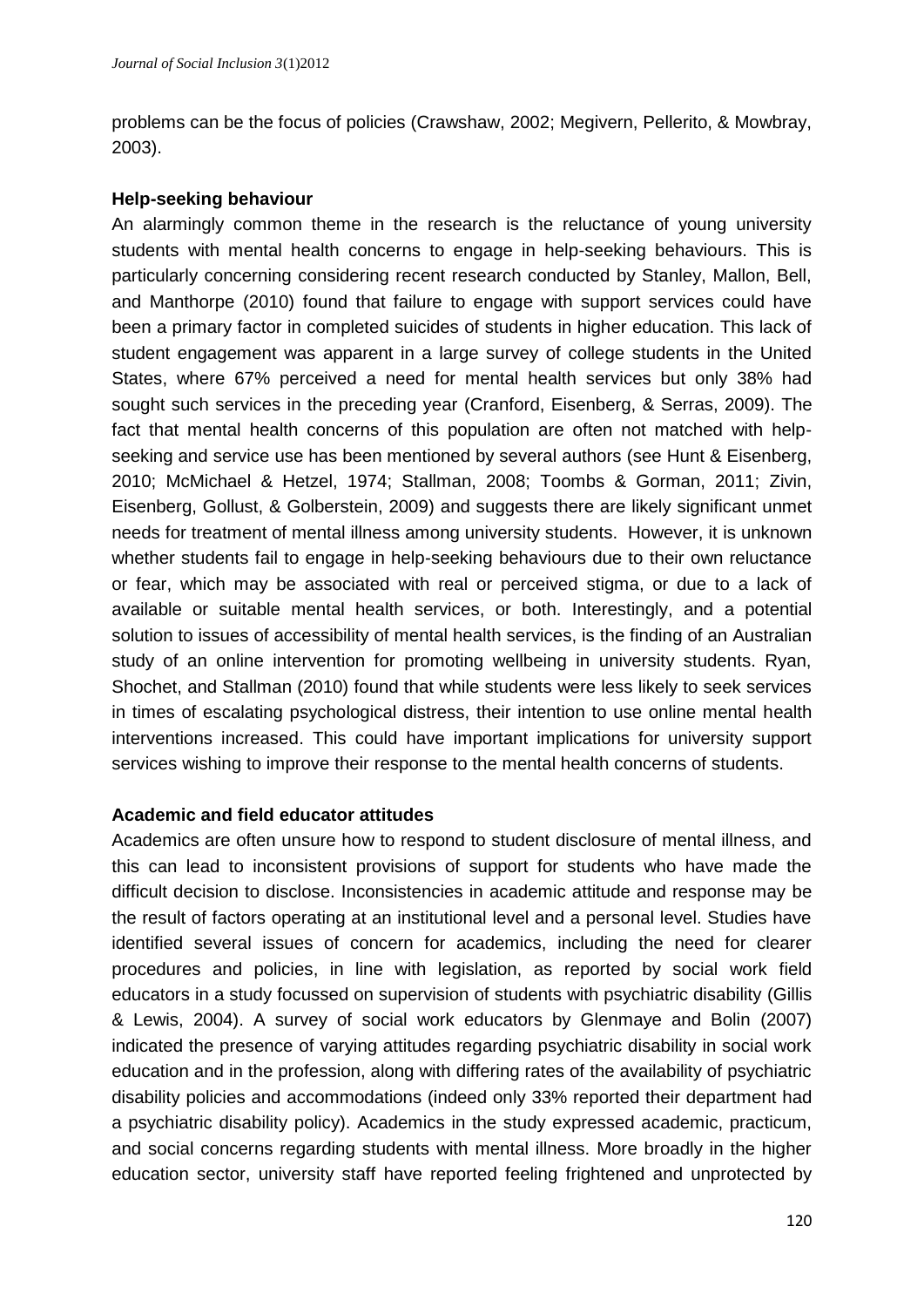problems can be the focus of policies (Crawshaw, 2002; Megivern, Pellerito, & Mowbray, 2003).

**Help-seeking behaviour**

An alarmingly common theme in the research is the reluctance of young university students with mental health concerns to engage in help-seeking behaviours. This is particularly concerning considering recent research conducted by Stanley, Mallon, Bell, and Manthorpe (2010) found that failure to engage with support services could have been a primary factor in completed suicides of students in higher education. This lack of student engagement was apparent in a large survey of college students in the United States, where 67% perceived a need for mental health services but only 38% had sought such services in the preceding year (Cranford, Eisenberg, & Serras, 2009). The fact that mental health concerns of this population are often not matched with help-seeking and service use has been mentioned by several authors (see Hunt & Eisenberg, 2010; McMichael & Hetzel, 1974; Stallman, 2008; Toombs & Gorman, 2011; Zivin, Eisenberg, Gollust, & Golberstein, 2009) and suggests there are likely significant unmet needs for treatment of mental illness among university students. However, it is unknown whether students fail to engage in help-seeking behaviours due to their own reluctance or fear, which may be associated with real or perceived stigma, or due to a lack of available or suitable mental health services, or both. Interestingly, and a potential solution to issues of accessibility of mental health services, is the finding of an Australian study of an online intervention for promoting wellbeing in university students. Ryan, Shochet, and Stallman (2010) found that while students were less likely to seek services in times of escalating psychological distress, their intention to use online mental health interventions increased. This could have important implications for university support services wishing to improve their response to the mental health concerns of students.

**Academic and field educator attitudes**

Academics are often unsure how to respond to student disclosure of mental illness, and this can lead to inconsistent provisions of support for students who have made the difficult decision to disclose. Inconsistencies in academic attitude and response may be the result of factors operating at an institutional level and a personal level. Studies have identified several issues of concern for academics, including the need for clearer procedures and policies, in line with legislation, as reported by social work field educators in a study focussed on supervision of students with psychiatric disability (Gillis & Lewis, 2004). A survey of social work educators by Glenmaye and Bolin (2007) indicated the presence of varying attitudes regarding psychiatric disability in social work education and in the profession, along with differing rates of the availability of psychiatric disability policies and accommodations (indeed only 33% reported their department had a psychiatric disability policy). Academics in the study expressed academic, practicum, and social concerns regarding students with mental illness. More broadly in the higher education sector, university staff have reported feeling frightened and unprotected by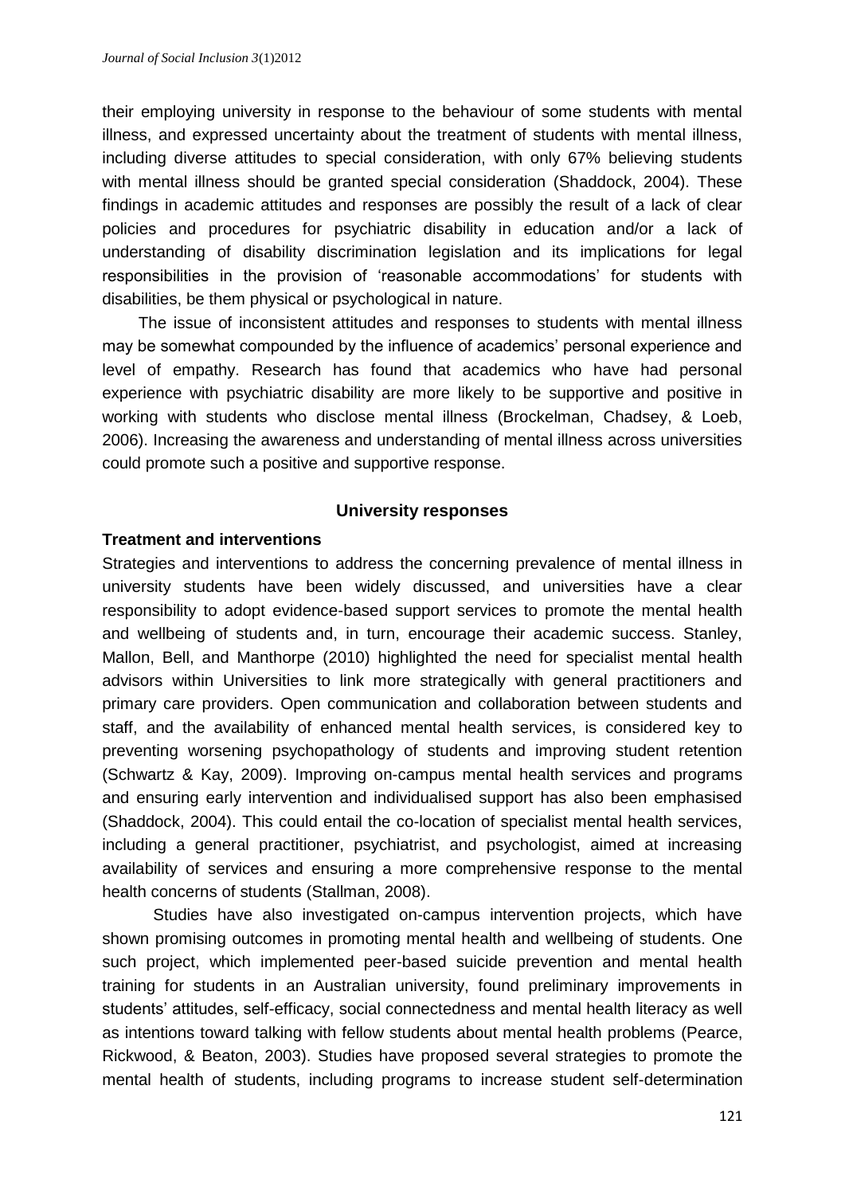their employing university in response to the behaviour of some students with mental illness, and expressed uncertainty about the treatment of students with mental illness, including diverse attitudes to special consideration, with only 67% believing students with mental illness should be granted special consideration (Shaddock, 2004). These findings in academic attitudes and responses are possibly the result of a lack of clear policies and procedures for psychiatric disability in education and/or a lack of understanding of disability discrimination legislation and its implications for legal responsibilities in the provision of 'reasonable accommodations' for students with disabilities, be them physical or psychological in nature.

The issue of inconsistent attitudes and responses to students with mental illness may be somewhat compounded by the influence of academics' personal experience and level of empathy. Research has found that academics who have had personal experience with psychiatric disability are more likely to be supportive and positive in working with students who disclose mental illness (Brockelman, Chadsey, & Loeb, 2006). Increasing the awareness and understanding of mental illness across universities could promote such a positive and supportive response.

## University responses

### Treatment and interventions

Strategies and interventions to address the concerning prevalence of mental illness in university students have been widely discussed, and universities have a clear responsibility to adopt evidence-based support services to promote the mental health and wellbeing of students and, in turn, encourage their academic success. Stanley, Mallon, Bell, and Manthorpe (2010) highlighted the need for specialist mental health advisors within Universities to link more strategically with general practitioners and primary care providers. Open communication and collaboration between students and staff, and the availability of enhanced mental health services, is considered key to preventing worsening psychopathology of students and improving student retention (Schwartz & Kay, 2009). Improving on-campus mental health services and programs and ensuring early intervention and individualised support has also been emphasised (Shaddock, 2004). This could entail the co-location of specialist mental health services, including a general practitioner, psychiatrist, and psychologist, aimed at increasing availability of services and ensuring a more comprehensive response to the mental health concerns of students (Stallman, 2008).

Studies have also investigated on-campus intervention projects, which have shown promising outcomes in promoting mental health and wellbeing of students. One such project, which implemented peer-based suicide prevention and mental health training for students in an Australian university, found preliminary improvements in students' attitudes, self-efficacy, social connectedness and mental health literacy as well as intentions toward talking with fellow students about mental health problems (Pearce, Rickwood, & Beaton, 2003). Studies have proposed several strategies to promote the mental health of students, including programs to increase student self-determination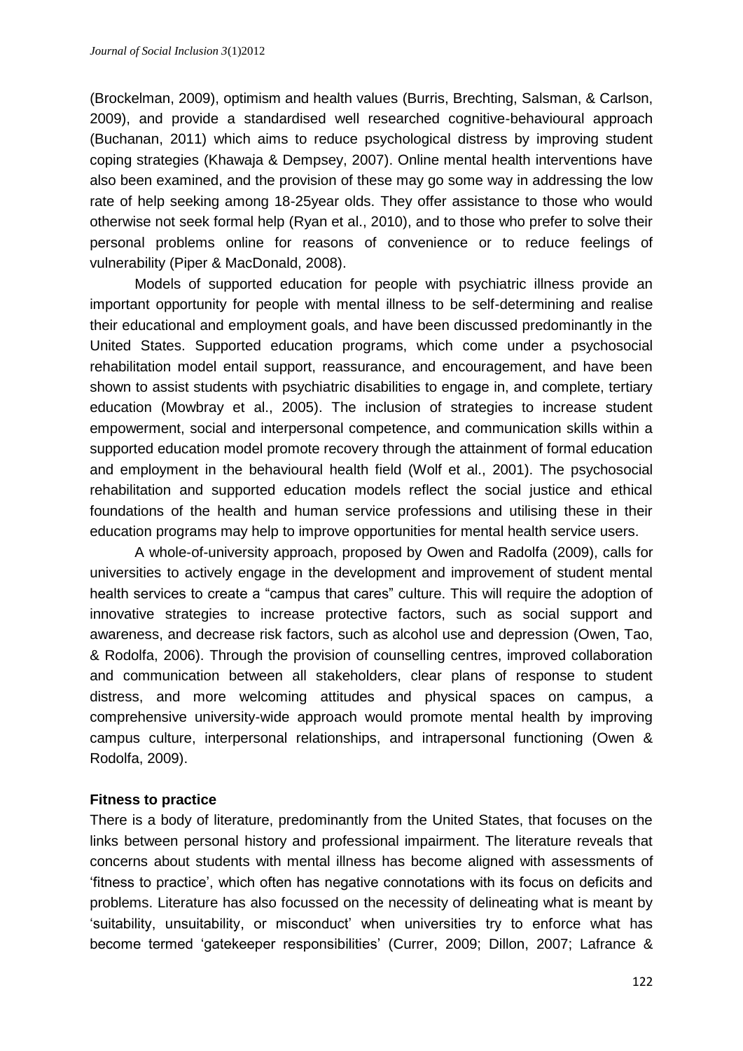(Brockelman, 2009), optimism and health values (Burris, Brechting, Salsman, & Carlson, 2009), and provide a standardised well researched cognitive-behavioural approach (Buchanan, 2011) which aims to reduce psychological distress by improving student coping strategies (Khawaja & Dempsey, 2007). Online mental health interventions have also been examined, and the provision of these may go some way in addressing the low rate of help seeking among 18-25year olds. They offer assistance to those who would otherwise not seek formal help (Ryan et al., 2010), and to those who prefer to solve their personal problems online for reasons of convenience or to reduce feelings of vulnerability (Piper & MacDonald, 2008).

Models of supported education for people with psychiatric illness provide an important opportunity for people with mental illness to be self-determining and realise their educational and employment goals, and have been discussed predominantly in the United States. Supported education programs, which come under a psychosocial rehabilitation model entail support, reassurance, and encouragement, and have been shown to assist students with psychiatric disabilities to engage in, and complete, tertiary education (Mowbray et al., 2005). The inclusion of strategies to increase student empowerment, social and interpersonal competence, and communication skills within a supported education model promote recovery through the attainment of formal education and employment in the behavioural health field (Wolf et al., 2001). The psychosocial rehabilitation and supported education models reflect the social justice and ethical foundations of the health and human service professions and utilising these in their education programs may help to improve opportunities for mental health service users.

A whole-of-university approach, proposed by Owen and Radolfa (2009), calls for universities to actively engage in the development and improvement of student mental health services to create a "campus that cares" culture. This will require the adoption of innovative strategies to increase protective factors, such as social support and awareness, and decrease risk factors, such as alcohol use and depression (Owen, Tao, & Rodolfa, 2006). Through the provision of counselling centres, improved collaboration and communication between all stakeholders, clear plans of response to student distress, and more welcoming attitudes and physical spaces on campus, a comprehensive university-wide approach would promote mental health by improving campus culture, interpersonal relationships, and intrapersonal functioning (Owen & Rodolfa, 2009).

**Fitness to practice**

There is a body of literature, predominantly from the United States, that focuses on the links between personal history and professional impairment. The literature reveals that concerns about students with mental illness has become aligned with assessments of 'fitness to practice', which often has negative connotations with its focus on deficits and problems. Literature has also focussed on the necessity of delineating what is meant by 'suitability, unsuitability, or misconduct' when universities try to enforce what has become termed 'gatekeeper responsibilities' (Currer, 2009; Dillon, 2007; Lafrance &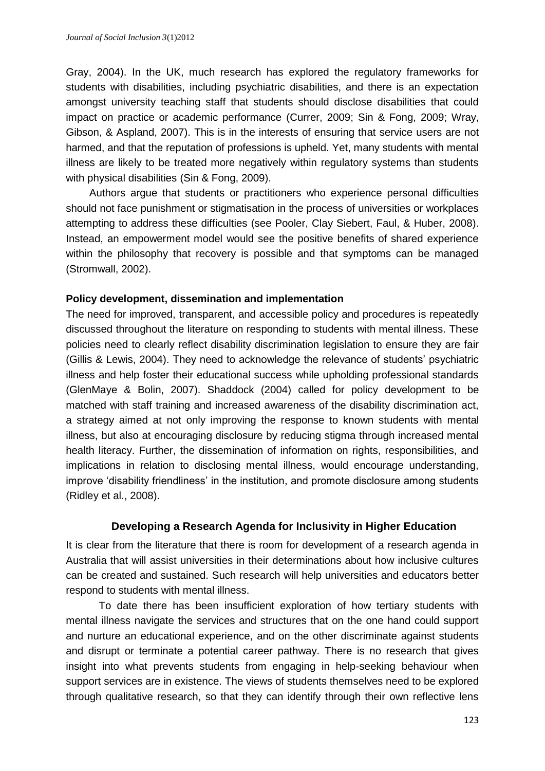Gray, 2004). In the UK, much research has explored the regulatory frameworks for students with disabilities, including psychiatric disabilities, and there is an expectation amongst university teaching staff that students should disclose disabilities that could impact on practice or academic performance (Currer, 2009; Sin & Fong, 2009; Wray, Gibson, & Aspland, 2007). This is in the interests of ensuring that service users are not harmed, and that the reputation of professions is upheld. Yet, many students with mental illness are likely to be treated more negatively within regulatory systems than students with physical disabilities (Sin & Fong, 2009).

Authors argue that students or practitioners who experience personal difficulties should not face punishment or stigmatisation in the process of universities or workplaces attempting to address these difficulties (see Pooler, Clay Siebert, Faul, & Huber, 2008). Instead, an empowerment model would see the positive benefits of shared experience within the philosophy that recovery is possible and that symptoms can be managed (Stromwall, 2002).

### Policy development, dissemination and implementation

The need for improved, transparent, and accessible policy and procedures is repeatedly discussed throughout the literature on responding to students with mental illness. These policies need to clearly reflect disability discrimination legislation to ensure they are fair (Gillis & Lewis, 2004). They need to acknowledge the relevance of students' psychiatric illness and help foster their educational success while upholding professional standards (GlenMaye & Bolin, 2007). Shaddock (2004) called for policy development to be matched with staff training and increased awareness of the disability discrimination act, a strategy aimed at not only improving the response to known students with mental illness, but also at encouraging disclosure by reducing stigma through increased mental health literacy. Further, the dissemination of information on rights, responsibilities, and implications in relation to disclosing mental illness, would encourage understanding, improve 'disability friendliness' in the institution, and promote disclosure among students (Ridley et al., 2008).

## Developing a Research Agenda for Inclusivity in Higher Education

It is clear from the literature that there is room for development of a research agenda in Australia that will assist universities in their determinations about how inclusive cultures can be created and sustained. Such research will help universities and educators better respond to students with mental illness.

To date there has been insufficient exploration of how tertiary students with mental illness navigate the services and structures that on the one hand could support and nurture an educational experience, and on the other discriminate against students and disrupt or terminate a potential career pathway. There is no research that gives insight into what prevents students from engaging in help-seeking behaviour when support services are in existence. The views of students themselves need to be explored through qualitative research, so that they can identify through their own reflective lens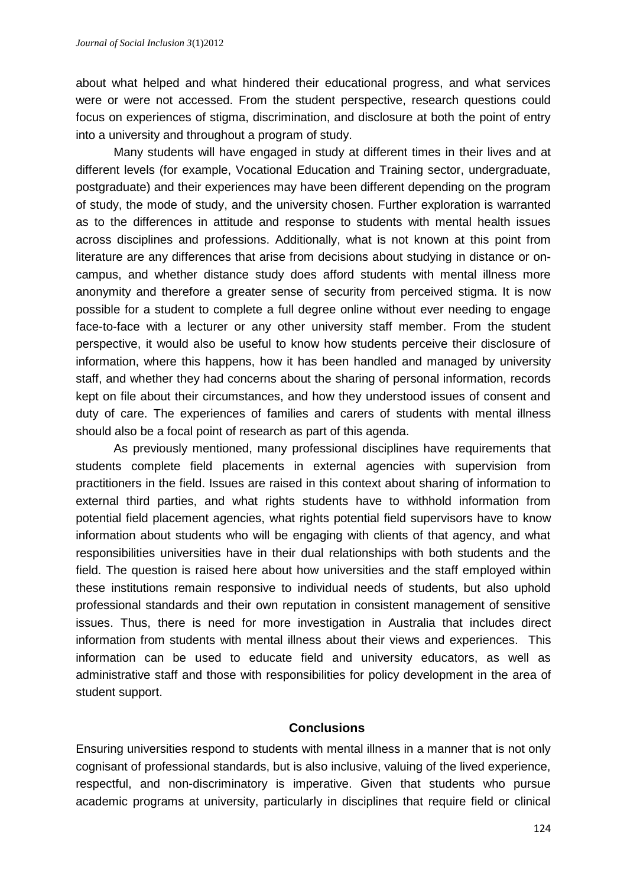about what helped and what hindered their educational progress, and what services were or were not accessed. From the student perspective, research questions could focus on experiences of stigma, discrimination, and disclosure at both the point of entry into a university and throughout a program of study.

Many students will have engaged in study at different times in their lives and at different levels (for example, Vocational Education and Training sector, undergraduate, postgraduate) and their experiences may have been different depending on the program of study, the mode of study, and the university chosen. Further exploration is warranted as to the differences in attitude and response to students with mental health issues across disciplines and professions. Additionally, what is not known at this point from literature are any differences that arise from decisions about studying in distance or on-campus, and whether distance study does afford students with mental illness more anonymity and therefore a greater sense of security from perceived stigma. It is now possible for a student to complete a full degree online without ever needing to engage face-to-face with a lecturer or any other university staff member. From the student perspective, it would also be useful to know how students perceive their disclosure of information, where this happens, how it has been handled and managed by university staff, and whether they had concerns about the sharing of personal information, records kept on file about their circumstances, and how they understood issues of consent and duty of care. The experiences of families and carers of students with mental illness should also be a focal point of research as part of this agenda.

As previously mentioned, many professional disciplines have requirements that students complete field placements in external agencies with supervision from practitioners in the field. Issues are raised in this context about sharing of information to external third parties, and what rights students have to withhold information from potential field placement agencies, what rights potential field supervisors have to know information about students who will be engaging with clients of that agency, and what responsibilities universities have in their dual relationships with both students and the field. The question is raised here about how universities and the staff employed within these institutions remain responsive to individual needs of students, but also uphold professional standards and their own reputation in consistent management of sensitive issues. Thus, there is need for more investigation in Australia that includes direct information from students with mental illness about their views and experiences. This information can be used to educate field and university educators, as well as administrative staff and those with responsibilities for policy development in the area of student support.

## Conclusions

Ensuring universities respond to students with mental illness in a manner that is not only cognisant of professional standards, but is also inclusive, valuing of the lived experience, respectful, and non-discriminatory is imperative. Given that students who pursue academic programs at university, particularly in disciplines that require field or clinical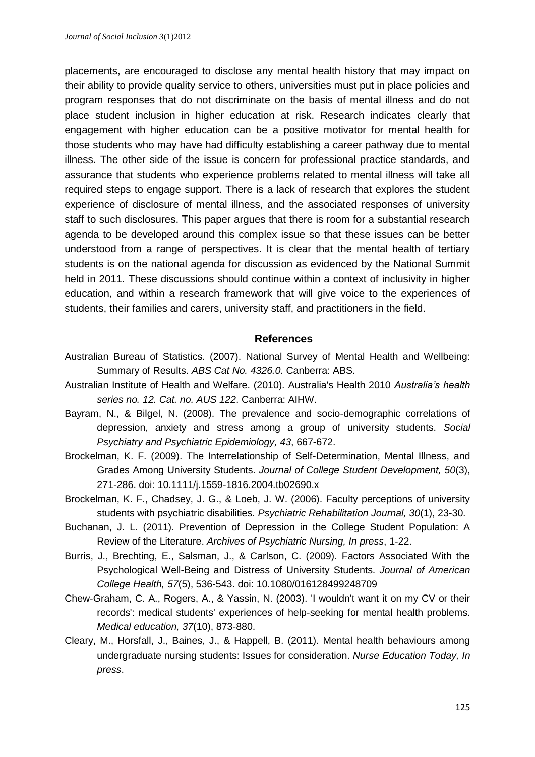placements, are encouraged to disclose any mental health history that may impact on their ability to provide quality service to others, universities must put in place policies and program responses that do not discriminate on the basis of mental illness and do not place student inclusion in higher education at risk. Research indicates clearly that engagement with higher education can be a positive motivator for mental health for those students who may have had difficulty establishing a career pathway due to mental illness. The other side of the issue is concern for professional practice standards, and assurance that students who experience problems related to mental illness will take all required steps to engage support. There is a lack of research that explores the student experience of disclosure of mental illness, and the associated responses of university staff to such disclosures. This paper argues that there is room for a substantial research agenda to be developed around this complex issue so that these issues can be better understood from a range of perspectives. It is clear that the mental health of tertiary students is on the national agenda for discussion as evidenced by the National Summit held in 2011. These discussions should continue within a context of inclusivity in higher education, and within a research framework that will give voice to the experiences of students, their families and carers, university staff, and practitioners in the field.

## References

Australian Bureau of Statistics. (2007). National Survey of Mental Health and Wellbeing: Summary of Results. *ABS Cat No. 4326.0.* Canberra: ABS.

Australian Institute of Health and Welfare. (2010). Australia's Health 2010 *Australia's health series no. 12. Cat. no. AUS 122*. Canberra: AIHW.

Bayram, N., & Bilgel, N. (2008). The prevalence and socio-demographic correlations of depression, anxiety and stress among a group of university students. *Social Psychiatry and Psychiatric Epidemiology, 43*, 667-672.

Brockelman, K. F. (2009). The Interrelationship of Self-Determination, Mental Illness, and Grades Among University Students. *Journal of College Student Development, 50*(3), 271-286. doi: 10.1111/j.1559-1816.2004.tb02690.x

Brockelman, K. F., Chadsey, J. G., & Loeb, J. W. (2006). Faculty perceptions of university students with psychiatric disabilities. *Psychiatric Rehabilitation Journal, 30*(1), 23-30.

Buchanan, J. L. (2011). Prevention of Depression in the College Student Population: A Review of the Literature. *Archives of Psychiatric Nursing, In press*, 1-22.

Burris, J., Brechting, E., Salsman, J., & Carlson, C. (2009). Factors Associated With the Psychological Well-Being and Distress of University Students. *Journal of American College Health, 57*(5), 536-543. doi: 10.1080/016128499248709

Chew-Graham, C. A., Rogers, A., & Yassin, N. (2003). 'I wouldn't want it on my CV or their records': medical students' experiences of help-seeking for mental health problems. *Medical education, 37*(10), 873-880.

Cleary, M., Horsfall, J., Baines, J., & Happell, B. (2011). Mental health behaviours among undergraduate nursing students: Issues for consideration. *Nurse Education Today, In press*.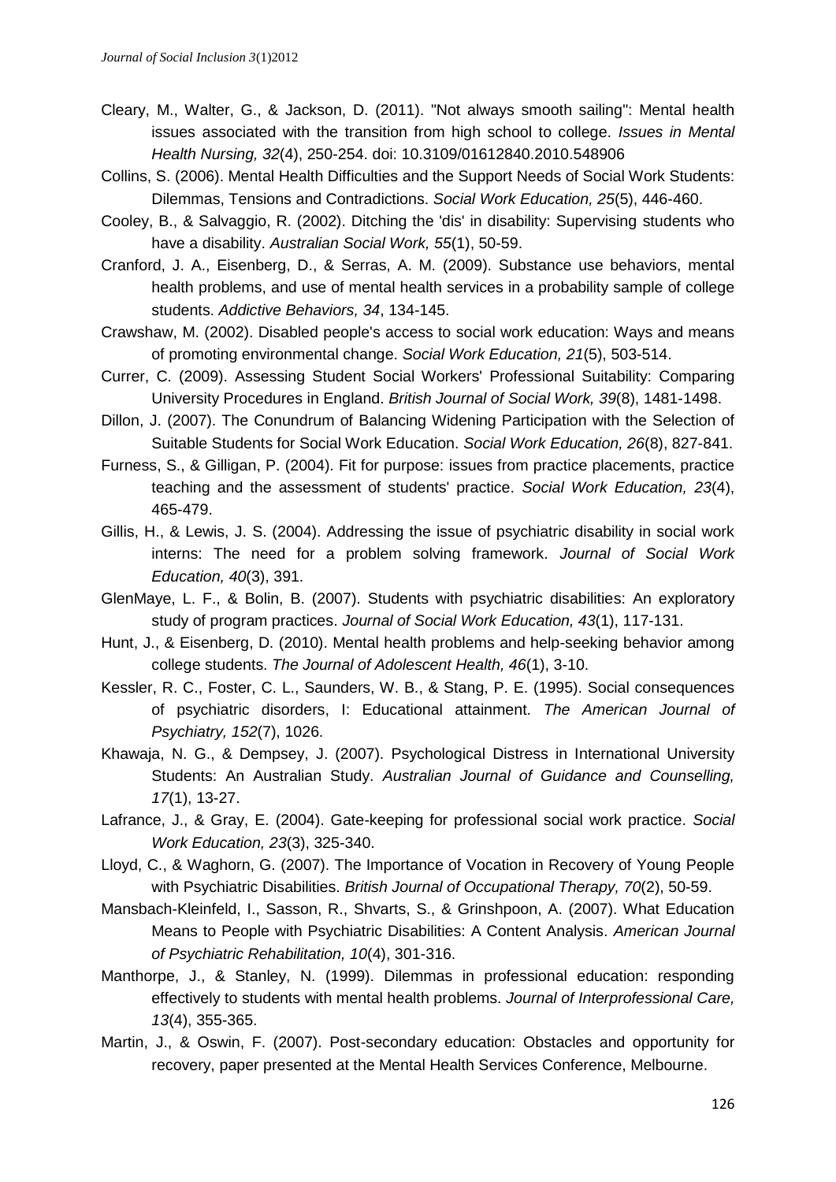Cleary, M., Walter, G., & Jackson, D. (2011). "Not always smooth sailing": Mental health issues associated with the transition from high school to college. *Issues in Mental Health Nursing, 32*(4), 250-254. doi: 10.3109/01612840.2010.548906

Collins, S. (2006). Mental Health Difficulties and the Support Needs of Social Work Students: Dilemmas, Tensions and Contradictions. *Social Work Education, 25*(5), 446-460.

Cooley, B., & Salvaggio, R. (2002). Ditching the 'dis' in disability: Supervising students who have a disability. *Australian Social Work, 55*(1), 50-59.

Cranford, J. A., Eisenberg, D., & Serras, A. M. (2009). Substance use behaviors, mental health problems, and use of mental health services in a probability sample of college students. *Addictive Behaviors, 34*, 134-145.

Crawshaw, M. (2002). Disabled people's access to social work education: Ways and means of promoting environmental change. *Social Work Education, 21*(5), 503-514.

Currer, C. (2009). Assessing Student Social Workers' Professional Suitability: Comparing University Procedures in England. *British Journal of Social Work, 39*(8), 1481-1498.

Dillon, J. (2007). The Conundrum of Balancing Widening Participation with the Selection of Suitable Students for Social Work Education. *Social Work Education, 26*(8), 827-841.

Furness, S., & Gilligan, P. (2004). Fit for purpose: issues from practice placements, practice teaching and the assessment of students' practice. *Social Work Education, 23*(4), 465-479.

Gillis, H., & Lewis, J. S. (2004). Addressing the issue of psychiatric disability in social work interns: The need for a problem solving framework. *Journal of Social Work Education, 40*(3), 391.

GlenMaye, L. F., & Bolin, B. (2007). Students with psychiatric disabilities: An exploratory study of program practices. *Journal of Social Work Education, 43*(1), 117-131.

Hunt, J., & Eisenberg, D. (2010). Mental health problems and help-seeking behavior among college students. *The Journal of Adolescent Health, 46*(1), 3-10.

Kessler, R. C., Foster, C. L., Saunders, W. B., & Stang, P. E. (1995). Social consequences of psychiatric disorders, I: Educational attainment. *The American Journal of Psychiatry, 152*(7), 1026.

Khawaja, N. G., & Dempsey, J. (2007). Psychological Distress in International University Students: An Australian Study. *Australian Journal of Guidance and Counselling, 17*(1), 13-27.

Lafrance, J., & Gray, E. (2004). Gate-keeping for professional social work practice. *Social Work Education, 23*(3), 325-340.

Lloyd, C., & Waghorn, G. (2007). The Importance of Vocation in Recovery of Young People with Psychiatric Disabilities. *British Journal of Occupational Therapy, 70*(2), 50-59.

Mansbach-Kleinfeld, I., Sasson, R., Shvarts, S., & Grinshpoon, A. (2007). What Education Means to People with Psychiatric Disabilities: A Content Analysis. *American Journal of Psychiatric Rehabilitation, 10*(4), 301-316.

Manthorpe, J., & Stanley, N. (1999). Dilemmas in professional education: responding effectively to students with mental health problems. *Journal of Interprofessional Care, 13*(4), 355-365.

Martin, J., & Oswin, F. (2007). Post-secondary education: Obstacles and opportunity for recovery, paper presented at the Mental Health Services Conference, Melbourne.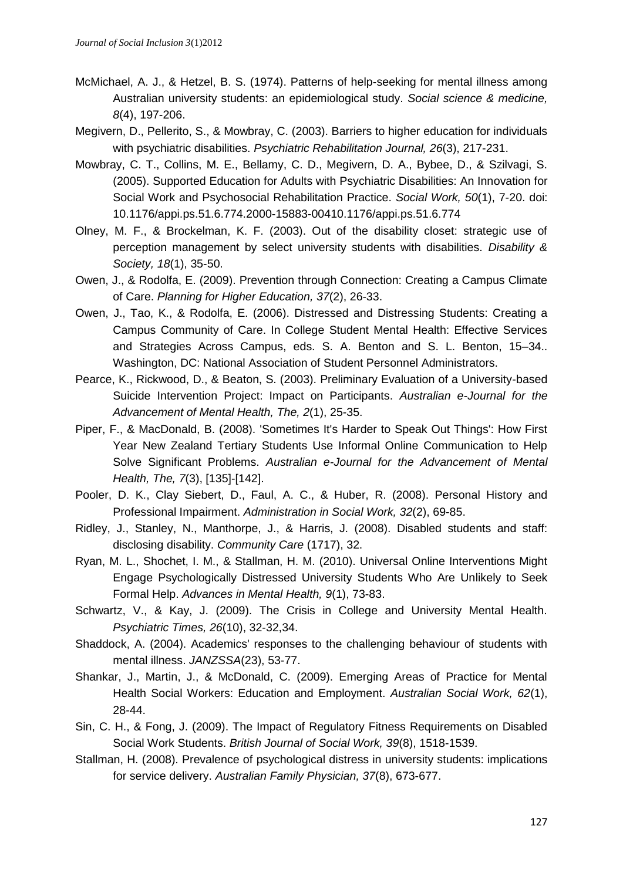McMichael, A. J., & Hetzel, B. S. (1974). Patterns of help-seeking for mental illness among Australian university students: an epidemiological study. *Social science & medicine, 8*(4), 197-206.

Megivern, D., Pellerito, S., & Mowbray, C. (2003). Barriers to higher education for individuals with psychiatric disabilities. *Psychiatric Rehabilitation Journal, 26*(3), 217-231.

Mowbray, C. T., Collins, M. E., Bellamy, C. D., Megivern, D. A., Bybee, D., & Szilvagi, S. (2005). Supported Education for Adults with Psychiatric Disabilities: An Innovation for Social Work and Psychosocial Rehabilitation Practice. *Social Work, 50*(1), 7-20. doi: 10.1176/appi.ps.51.6.774.2000-15883-00410.1176/appi.ps.51.6.774

Olney, M. F., & Brockelman, K. F. (2003). Out of the disability closet: strategic use of perception management by select university students with disabilities. *Disability & Society, 18*(1), 35-50.

Owen, J., & Rodolfa, E. (2009). Prevention through Connection: Creating a Campus Climate of Care. *Planning for Higher Education, 37*(2), 26-33.

Owen, J., Tao, K., & Rodolfa, E. (2006). Distressed and Distressing Students: Creating a Campus Community of Care. In College Student Mental Health: Effective Services and Strategies Across Campus, eds. S. A. Benton and S. L. Benton, 15–34.. Washington, DC: National Association of Student Personnel Administrators.

Pearce, K., Rickwood, D., & Beaton, S. (2003). Preliminary Evaluation of a University-based Suicide Intervention Project: Impact on Participants. *Australian e-Journal for the Advancement of Mental Health, The, 2*(1), 25-35.

Piper, F., & MacDonald, B. (2008). 'Sometimes It's Harder to Speak Out Things': How First Year New Zealand Tertiary Students Use Informal Online Communication to Help Solve Significant Problems. *Australian e-Journal for the Advancement of Mental Health, The, 7*(3), [135]-[142].

Pooler, D. K., Clay Siebert, D., Faul, A. C., & Huber, R. (2008). Personal History and Professional Impairment. *Administration in Social Work, 32*(2), 69-85.

Ridley, J., Stanley, N., Manthorpe, J., & Harris, J. (2008). Disabled students and staff: disclosing disability. *Community Care* (1717), 32.

Ryan, M. L., Shochet, I. M., & Stallman, H. M. (2010). Universal Online Interventions Might Engage Psychologically Distressed University Students Who Are Unlikely to Seek Formal Help. *Advances in Mental Health, 9*(1), 73-83.

Schwartz, V., & Kay, J. (2009). The Crisis in College and University Mental Health. *Psychiatric Times, 26*(10), 32-32,34.

Shaddock, A. (2004). Academics' responses to the challenging behaviour of students with mental illness. *JANZSSA*(23), 53-77.

Shankar, J., Martin, J., & McDonald, C. (2009). Emerging Areas of Practice for Mental Health Social Workers: Education and Employment. *Australian Social Work, 62*(1), 28-44.

Sin, C. H., & Fong, J. (2009). The Impact of Regulatory Fitness Requirements on Disabled Social Work Students. *British Journal of Social Work, 39*(8), 1518-1539.

Stallman, H. (2008). Prevalence of psychological distress in university students: implications for service delivery. *Australian Family Physician, 37*(8), 673-677.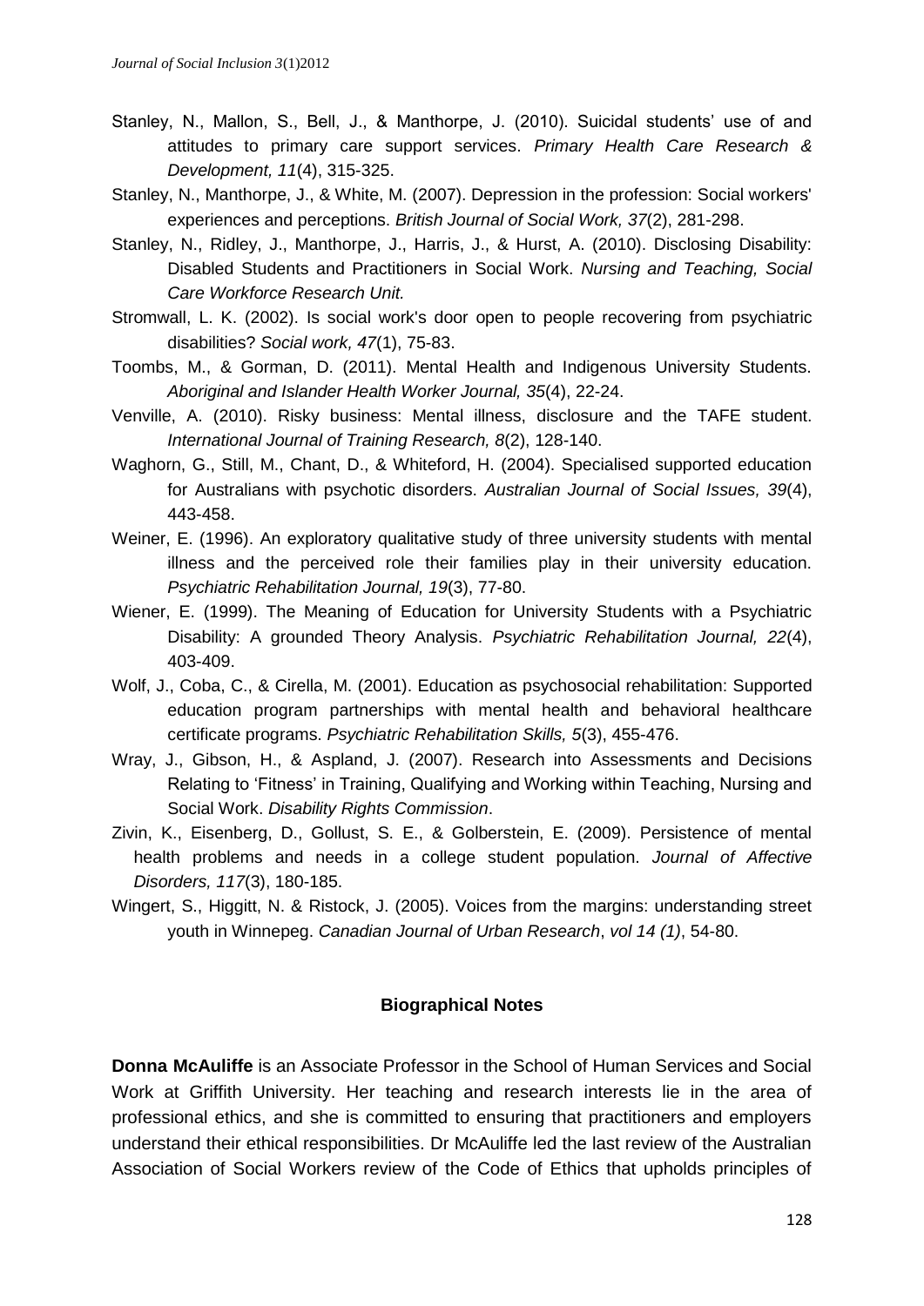Stanley, N., Mallon, S., Bell, J., & Manthorpe, J. (2010). Suicidal students' use of and attitudes to primary care support services. *Primary Health Care Research & Development, 11*(4), 315-325.

Stanley, N., Manthorpe, J., & White, M. (2007). Depression in the profession: Social workers' experiences and perceptions. *British Journal of Social Work, 37*(2), 281-298.

Stanley, N., Ridley, J., Manthorpe, J., Harris, J., & Hurst, A. (2010). Disclosing Disability: Disabled Students and Practitioners in Social Work. *Nursing and Teaching, Social Care Workforce Research Unit.*

Stromwall, L. K. (2002). Is social work's door open to people recovering from psychiatric disabilities? *Social work, 47*(1), 75-83.

Toombs, M., & Gorman, D. (2011). Mental Health and Indigenous University Students. *Aboriginal and Islander Health Worker Journal, 35*(4), 22-24.

Venville, A. (2010). Risky business: Mental illness, disclosure and the TAFE student. *International Journal of Training Research, 8*(2), 128-140.

Waghorn, G., Still, M., Chant, D., & Whiteford, H. (2004). Specialised supported education for Australians with psychotic disorders. *Australian Journal of Social Issues, 39*(4), 443-458.

Weiner, E. (1996). An exploratory qualitative study of three university students with mental illness and the perceived role their families play in their university education. *Psychiatric Rehabilitation Journal, 19*(3), 77-80.

Wiener, E. (1999). The Meaning of Education for University Students with a Psychiatric Disability: A grounded Theory Analysis. *Psychiatric Rehabilitation Journal, 22*(4), 403-409.

Wolf, J., Coba, C., & Cirella, M. (2001). Education as psychosocial rehabilitation: Supported education program partnerships with mental health and behavioral healthcare certificate programs. *Psychiatric Rehabilitation Skills, 5*(3), 455-476.

Wray, J., Gibson, H., & Aspland, J. (2007). Research into Assessments and Decisions Relating to 'Fitness' in Training, Qualifying and Working within Teaching, Nursing and Social Work. *Disability Rights Commission*.

Zivin, K., Eisenberg, D., Gollust, S. E., & Golberstein, E. (2009). Persistence of mental health problems and needs in a college student population. *Journal of Affective Disorders, 117*(3), 180-185.

Wingert, S., Higgitt, N. & Ristock, J. (2005). Voices from the margins: understanding street youth in Winnepeg. *Canadian Journal of Urban Research*, *vol 14 (1)*, 54-80.

## Biographical Notes

**Donna McAuliffe** is an Associate Professor in the School of Human Services and Social Work at Griffith University. Her teaching and research interests lie in the area of professional ethics, and she is committed to ensuring that practitioners and employers understand their ethical responsibilities. Dr McAuliffe led the last review of the Australian Association of Social Workers review of the Code of Ethics that upholds principles of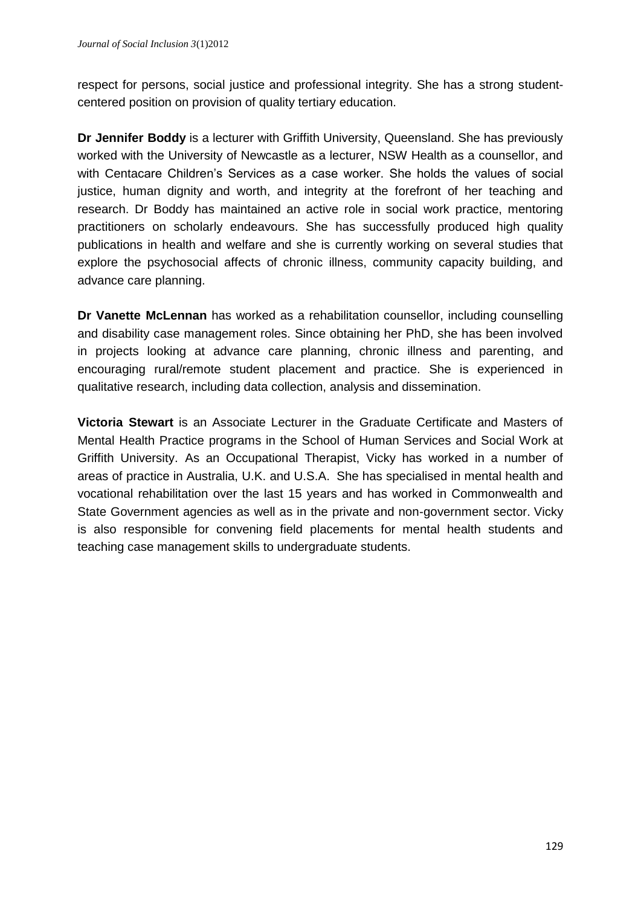respect for persons, social justice and professional integrity. She has a strong student-centered position on provision of quality tertiary education.

**Dr Jennifer Boddy** is a lecturer with Griffith University, Queensland. She has previously worked with the University of Newcastle as a lecturer, NSW Health as a counsellor, and with Centacare Children's Services as a case worker. She holds the values of social justice, human dignity and worth, and integrity at the forefront of her teaching and research. Dr Boddy has maintained an active role in social work practice, mentoring practitioners on scholarly endeavours. She has successfully produced high quality publications in health and welfare and she is currently working on several studies that explore the psychosocial affects of chronic illness, community capacity building, and advance care planning.

**Dr Vanette McLennan** has worked as a rehabilitation counsellor, including counselling and disability case management roles. Since obtaining her PhD, she has been involved in projects looking at advance care planning, chronic illness and parenting, and encouraging rural/remote student placement and practice. She is experienced in qualitative research, including data collection, analysis and dissemination.

**Victoria Stewart** is an Associate Lecturer in the Graduate Certificate and Masters of Mental Health Practice programs in the School of Human Services and Social Work at Griffith University. As an Occupational Therapist, Vicky has worked in a number of areas of practice in Australia, U.K. and U.S.A. She has specialised in mental health and vocational rehabilitation over the last 15 years and has worked in Commonwealth and State Government agencies as well as in the private and non-government sector. Vicky is also responsible for convening field placements for mental health students and teaching case management skills to undergraduate students.